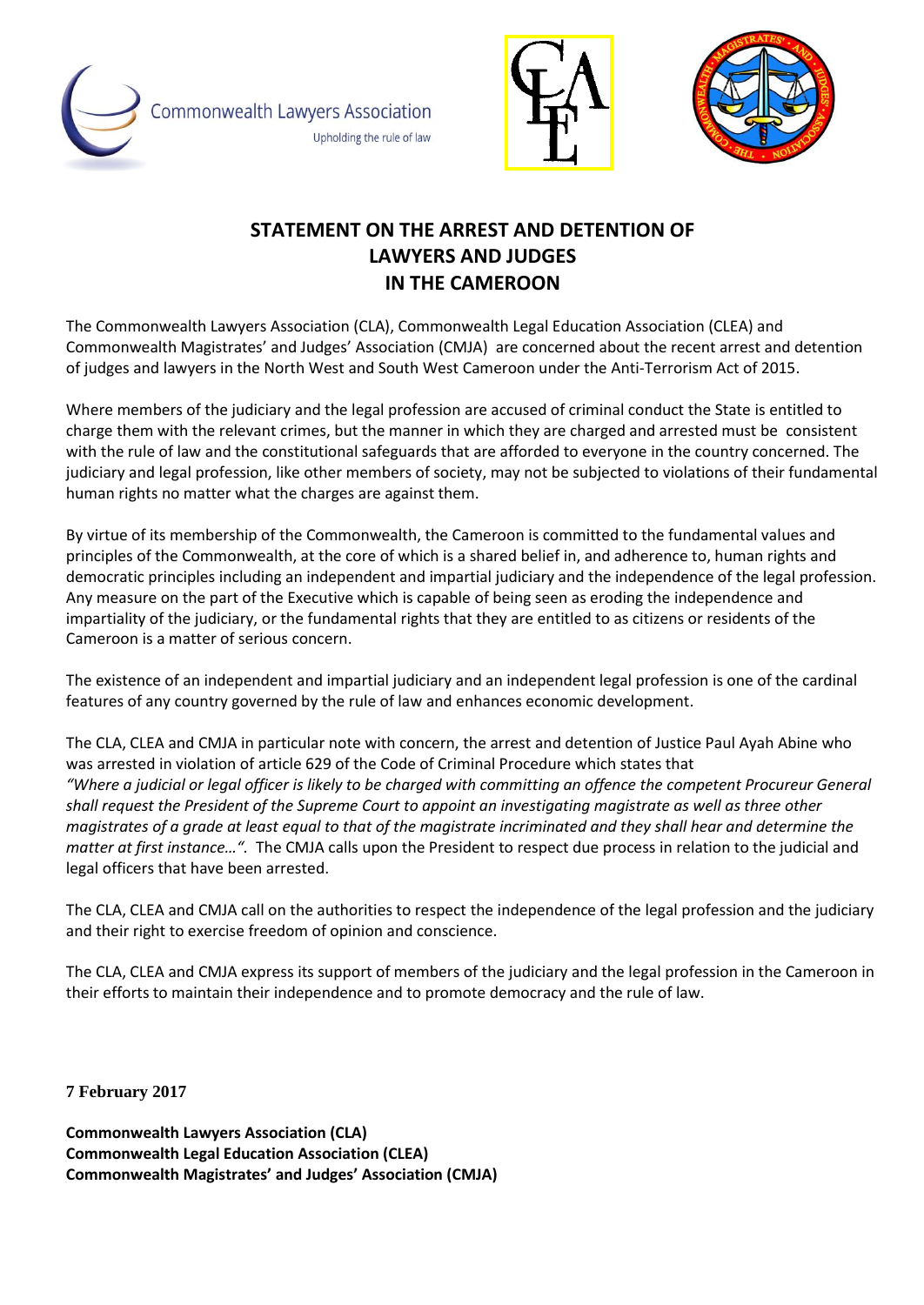Commonwealth Lawyers Association

Upholding the rule of law

# STATEMENT ON THE ARREST AND DETENTION OF LAWYERS AND JUDGES IN THE CAMEROON

The Commonwealth Lawyers Association (CLA), Commonwealth Legal Education Association (CLEA) and Commonwealth Magistrates' and Judges' Association (CMJA) are concerned about the recent arrest and detention of judges and lawyers in the North West and South West Cameroon under the Anti-Terrorism Act of 2015.

Where members of the judiciary and the legal profession are accused of criminal conduct the State is entitled to charge them with the relevant crimes, but the manner in which they are charged and arrested must be consistent with the rule of law and the constitutional safeguards that are afforded to everyone in the country concerned. The judiciary and legal profession, like other members of society, may not be subjected to violations of their fundamental human rights no matter what the charges are against them.

By virtue of its membership of the Commonwealth, the Cameroon is committed to the fundamental values and principles of the Commonwealth, at the core of which is a shared belief in, and adherence to, human rights and democratic principles including an independent and impartial judiciary and the independence of the legal profession. Any measure on the part of the Executive which is capable of being seen as eroding the independence and impartiality of the judiciary, or the fundamental rights that they are entitled to as citizens or residents of the Cameroon is a matter of serious concern.

The existence of an independent and impartial judiciary and an independent legal profession is one of the cardinal features of any country governed by the rule of law and enhances economic development.

The CLA, CLEA and CMJA in particular note with concern, the arrest and detention of Justice Paul Ayah Abine who was arrested in violation of article 629 of the Code of Criminal Procedure which states that *"Where a judicial or legal officer is likely to be charged with committing an offence the competent Procureur General shall request the President of the Supreme Court to appoint an investigating magistrate as well as three other magistrates of a grade at least equal to that of the magistrate incriminated and they shall hear and determine the matter at first instance…".* The CMJA calls upon the President to respect due process in relation to the judicial and legal officers that have been arrested.

The CLA, CLEA and CMJA call on the authorities to respect the independence of the legal profession and the judiciary and their right to exercise freedom of opinion and conscience.

The CLA, CLEA and CMJA express its support of members of the judiciary and the legal profession in the Cameroon in their efforts to maintain their independence and to promote democracy and the rule of law.

**7 February 2017**

**Commonwealth Lawyers Association (CLA)**
**Commonwealth Legal Education Association (CLEA)**
**Commonwealth Magistrates' and Judges' Association (CMJA)**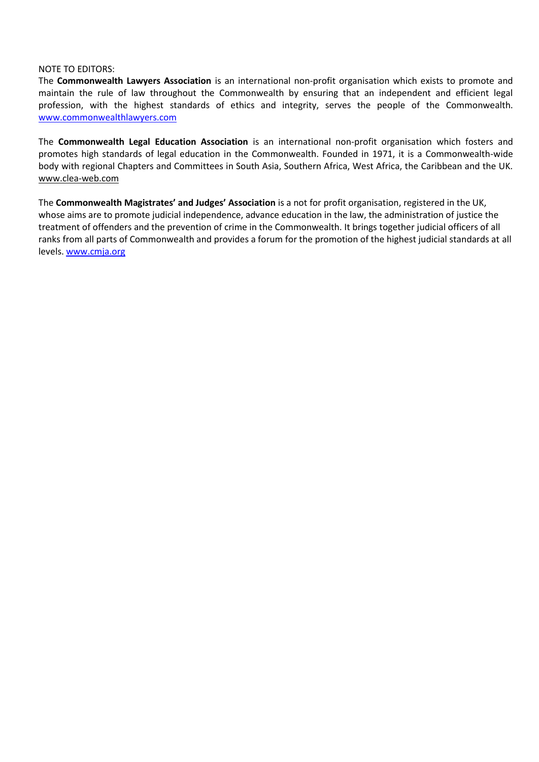NOTE TO EDITORS:

The **Commonwealth Lawyers Association** is an international non-profit organisation which exists to promote and maintain the rule of law throughout the Commonwealth by ensuring that an independent and efficient legal profession, with the highest standards of ethics and integrity, serves the people of the Commonwealth. www.commonwealthlawyers.com

The **Commonwealth Legal Education Association** is an international non-profit organisation which fosters and promotes high standards of legal education in the Commonwealth. Founded in 1971, it is a Commonwealth-wide body with regional Chapters and Committees in South Asia, Southern Africa, West Africa, the Caribbean and the UK. www.clea-web.com

The **Commonwealth Magistrates' and Judges' Association** is a not for profit organisation, registered in the UK, whose aims are to promote judicial independence, advance education in the law, the administration of justice the treatment of offenders and the prevention of crime in the Commonwealth. It brings together judicial officers of all ranks from all parts of Commonwealth and provides a forum for the promotion of the highest judicial standards at all levels. www.cmja.org